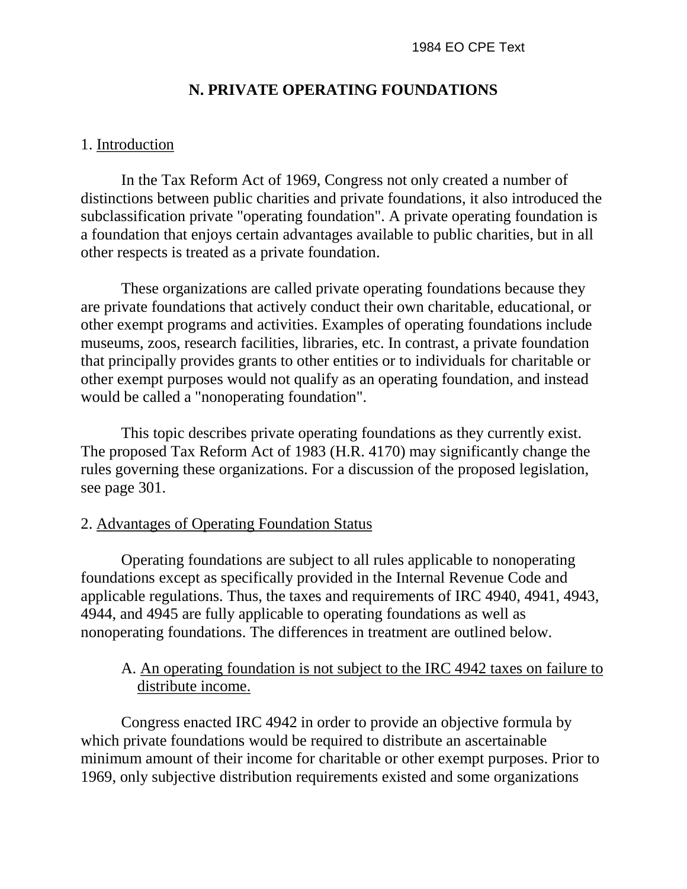# N. PRIVATE OPERATING FOUNDATIONS

## 1. Introduction

In the Tax Reform Act of 1969, Congress not only created a number of distinctions between public charities and private foundations, it also introduced the subclassification private "operating foundation". A private operating foundation is a foundation that enjoys certain advantages available to public charities, but in all other respects is treated as a private foundation.

These organizations are called private operating foundations because they are private foundations that actively conduct their own charitable, educational, or other exempt programs and activities. Examples of operating foundations include museums, zoos, research facilities, libraries, etc. In contrast, a private foundation that principally provides grants to other entities or to individuals for charitable or other exempt purposes would not qualify as an operating foundation, and instead would be called a "nonoperating foundation".

This topic describes private operating foundations as they currently exist. The proposed Tax Reform Act of 1983 (H.R. 4170) may significantly change the rules governing these organizations. For a discussion of the proposed legislation, see page 301.

## 2. Advantages of Operating Foundation Status

Operating foundations are subject to all rules applicable to nonoperating foundations except as specifically provided in the Internal Revenue Code and applicable regulations. Thus, the taxes and requirements of IRC 4940, 4941, 4943, 4944, and 4945 are fully applicable to operating foundations as well as nonoperating foundations. The differences in treatment are outlined below.

### A. An operating foundation is not subject to the IRC 4942 taxes on failure to distribute income.

Congress enacted IRC 4942 in order to provide an objective formula by which private foundations would be required to distribute an ascertainable minimum amount of their income for charitable or other exempt purposes. Prior to 1969, only subjective distribution requirements existed and some organizations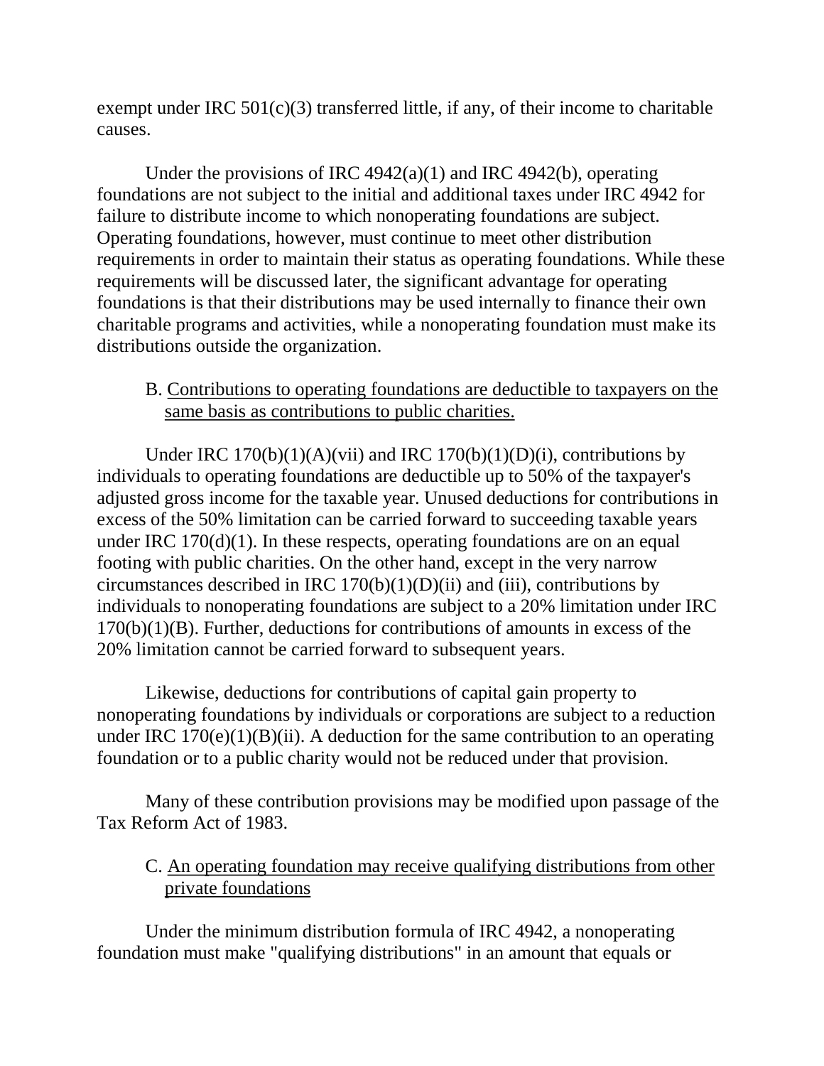exempt under IRC 501(c)(3) transferred little, if any, of their income to charitable causes.

Under the provisions of IRC 4942(a)(1) and IRC 4942(b), operating foundations are not subject to the initial and additional taxes under IRC 4942 for failure to distribute income to which nonoperating foundations are subject. Operating foundations, however, must continue to meet other distribution requirements in order to maintain their status as operating foundations. While these requirements will be discussed later, the significant advantage for operating foundations is that their distributions may be used internally to finance their own charitable programs and activities, while a nonoperating foundation must make its distributions outside the organization.

B. Contributions to operating foundations are deductible to taxpayers on the same basis as contributions to public charities.

Under IRC 170(b)(1)(A)(vii) and IRC 170(b)(1)(D)(i), contributions by individuals to operating foundations are deductible up to 50% of the taxpayer's adjusted gross income for the taxable year. Unused deductions for contributions in excess of the 50% limitation can be carried forward to succeeding taxable years under IRC 170(d)(1). In these respects, operating foundations are on an equal footing with public charities. On the other hand, except in the very narrow circumstances described in IRC 170(b)(1)(D)(ii) and (iii), contributions by individuals to nonoperating foundations are subject to a 20% limitation under IRC 170(b)(1)(B). Further, deductions for contributions of amounts in excess of the 20% limitation cannot be carried forward to subsequent years.

Likewise, deductions for contributions of capital gain property to nonoperating foundations by individuals or corporations are subject to a reduction under IRC 170(e)(1)(B)(ii). A deduction for the same contribution to an operating foundation or to a public charity would not be reduced under that provision.

Many of these contribution provisions may be modified upon passage of the Tax Reform Act of 1983.

C. An operating foundation may receive qualifying distributions from other private foundations

Under the minimum distribution formula of IRC 4942, a nonoperating foundation must make "qualifying distributions" in an amount that equals or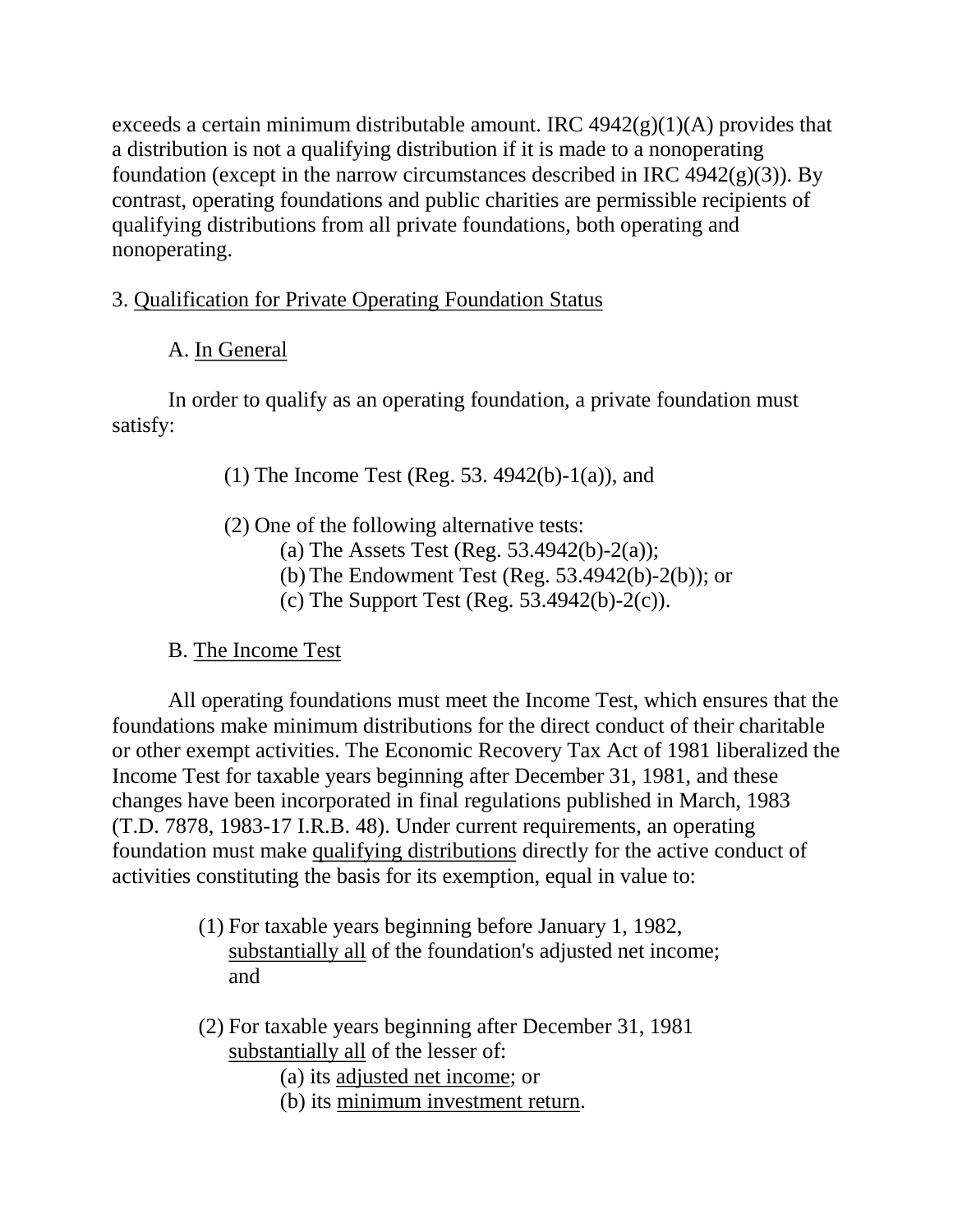exceeds a certain minimum distributable amount. IRC 4942(g)(1)(A) provides that a distribution is not a qualifying distribution if it is made to a nonoperating foundation (except in the narrow circumstances described in IRC 4942(g)(3)). By contrast, operating foundations and public charities are permissible recipients of qualifying distributions from all private foundations, both operating and nonoperating.

3. <u>Qualification for Private Operating Foundation Status</u>

A. <u>In General</u>

In order to qualify as an operating foundation, a private foundation must satisfy:

(1) The Income Test (Reg. 53. 4942(b)-1(a)), and

(2) One of the following alternative tests:
  (a) The Assets Test (Reg. 53.4942(b)-2(a));
  (b) The Endowment Test (Reg. 53.4942(b)-2(b)); or
  (c) The Support Test (Reg. 53.4942(b)-2(c)).

B. <u>The Income Test</u>

All operating foundations must meet the Income Test, which ensures that the foundations make minimum distributions for the direct conduct of their charitable or other exempt activities. The Economic Recovery Tax Act of 1981 liberalized the Income Test for taxable years beginning after December 31, 1981, and these changes have been incorporated in final regulations published in March, 1983 (T.D. 7878, 1983-17 I.R.B. 48). Under current requirements, an operating foundation must make <u>qualifying distributions</u> directly for the active conduct of activities constituting the basis for its exemption, equal in value to:

(1) For taxable years beginning before January 1, 1982, <u>substantially all</u> of the foundation's adjusted net income; and

(2) For taxable years beginning after December 31, 1981 <u>substantially all</u> of the lesser of:
  (a) its <u>adjusted net income</u>; or
  (b) its <u>minimum investment return</u>.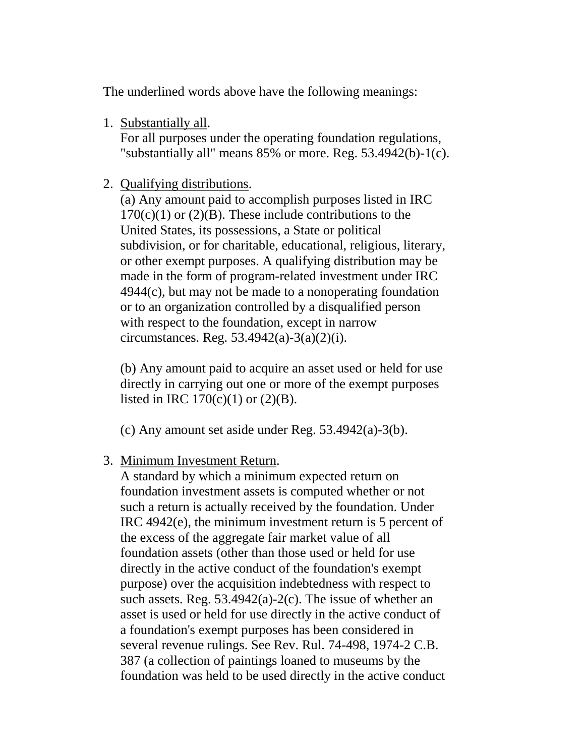The underlined words above have the following meanings:

1. Substantially all.
   For all purposes under the operating foundation regulations, "substantially all" means 85% or more. Reg. 53.4942(b)-1(c).

2. Qualifying distributions.
   (a) Any amount paid to accomplish purposes listed in IRC 170(c)(1) or (2)(B). These include contributions to the United States, its possessions, a State or political subdivision, or for charitable, educational, religious, literary, or other exempt purposes. A qualifying distribution may be made in the form of program-related investment under IRC 4944(c), but may not be made to a nonoperating foundation or to an organization controlled by a disqualified person with respect to the foundation, except in narrow circumstances. Reg. 53.4942(a)-3(a)(2)(i).

   (b) Any amount paid to acquire an asset used or held for use directly in carrying out one or more of the exempt purposes listed in IRC 170(c)(1) or (2)(B).

   (c) Any amount set aside under Reg. 53.4942(a)-3(b).

3. Minimum Investment Return.
   A standard by which a minimum expected return on foundation investment assets is computed whether or not such a return is actually received by the foundation. Under IRC 4942(e), the minimum investment return is 5 percent of the excess of the aggregate fair market value of all foundation assets (other than those used or held for use directly in the active conduct of the foundation's exempt purpose) over the acquisition indebtedness with respect to such assets. Reg. 53.4942(a)-2(c). The issue of whether an asset is used or held for use directly in the active conduct of a foundation's exempt purposes has been considered in several revenue rulings. See Rev. Rul. 74-498, 1974-2 C.B. 387 (a collection of paintings loaned to museums by the foundation was held to be used directly in the active conduct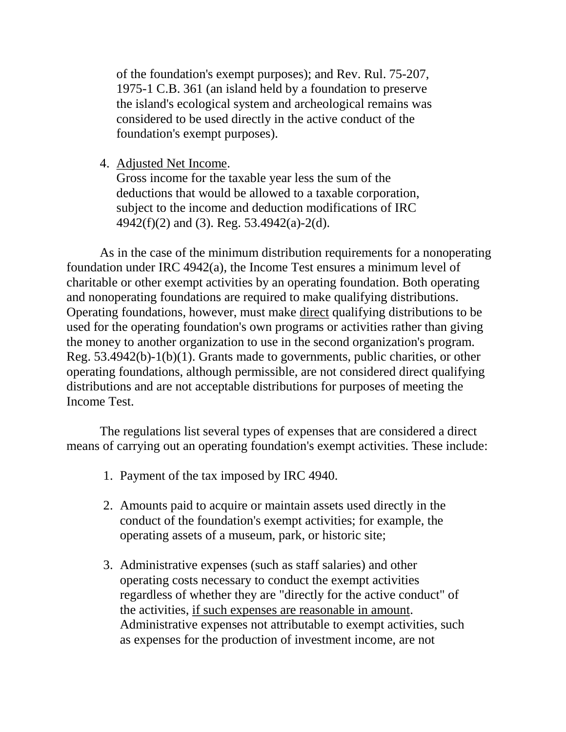of the foundation's exempt purposes); and Rev. Rul. 75-207, 1975-1 C.B. 361 (an island held by a foundation to preserve the island's ecological system and archeological remains was considered to be used directly in the active conduct of the foundation's exempt purposes).

4. Adjusted Net Income.
   Gross income for the taxable year less the sum of the deductions that would be allowed to a taxable corporation, subject to the income and deduction modifications of IRC 4942(f)(2) and (3). Reg. 53.4942(a)-2(d).

As in the case of the minimum distribution requirements for a nonoperating foundation under IRC 4942(a), the Income Test ensures a minimum level of charitable or other exempt activities by an operating foundation. Both operating and nonoperating foundations are required to make qualifying distributions. Operating foundations, however, must make direct qualifying distributions to be used for the operating foundation's own programs or activities rather than giving the money to another organization to use in the second organization's program. Reg. 53.4942(b)-1(b)(1). Grants made to governments, public charities, or other operating foundations, although permissible, are not considered direct qualifying distributions and are not acceptable distributions for purposes of meeting the Income Test.

The regulations list several types of expenses that are considered a direct means of carrying out an operating foundation's exempt activities. These include:

1. Payment of the tax imposed by IRC 4940.

2. Amounts paid to acquire or maintain assets used directly in the conduct of the foundation's exempt activities; for example, the operating assets of a museum, park, or historic site;

3. Administrative expenses (such as staff salaries) and other operating costs necessary to conduct the exempt activities regardless of whether they are "directly for the active conduct" of the activities, if such expenses are reasonable in amount. Administrative expenses not attributable to exempt activities, such as expenses for the production of investment income, are not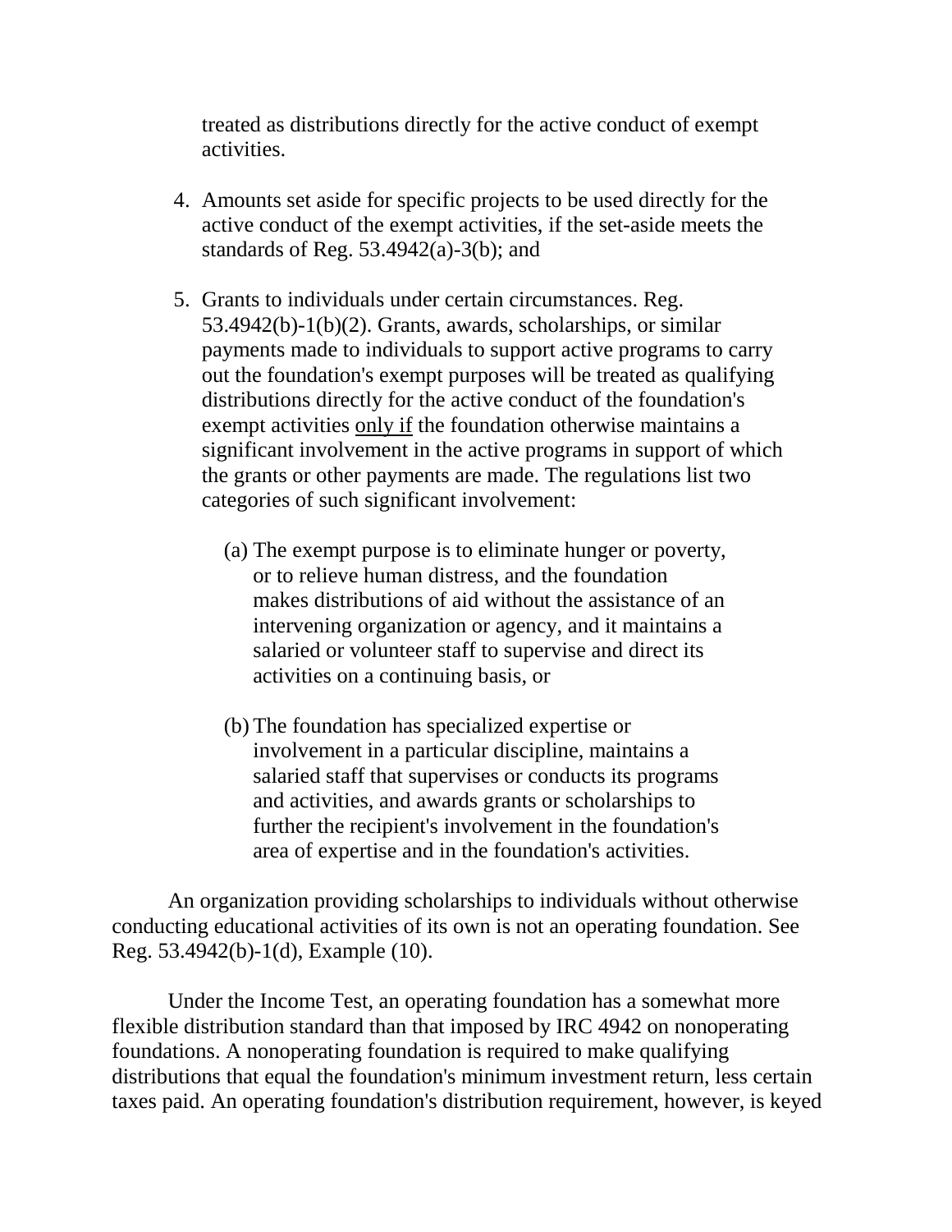treated as distributions directly for the active conduct of exempt activities.

4. Amounts set aside for specific projects to be used directly for the active conduct of the exempt activities, if the set-aside meets the standards of Reg. 53.4942(a)-3(b); and

5. Grants to individuals under certain circumstances. Reg. 53.4942(b)-1(b)(2). Grants, awards, scholarships, or similar payments made to individuals to support active programs to carry out the foundation's exempt purposes will be treated as qualifying distributions directly for the active conduct of the foundation's exempt activities <u>only if</u> the foundation otherwise maintains a significant involvement in the active programs in support of which the grants or other payments are made. The regulations list two categories of such significant involvement:

   (a) The exempt purpose is to eliminate hunger or poverty, or to relieve human distress, and the foundation makes distributions of aid without the assistance of an intervening organization or agency, and it maintains a salaried or volunteer staff to supervise and direct its activities on a continuing basis, or

   (b) The foundation has specialized expertise or involvement in a particular discipline, maintains a salaried staff that supervises or conducts its programs and activities, and awards grants or scholarships to further the recipient's involvement in the foundation's area of expertise and in the foundation's activities.

An organization providing scholarships to individuals without otherwise conducting educational activities of its own is not an operating foundation. See Reg. 53.4942(b)-1(d), Example (10).

Under the Income Test, an operating foundation has a somewhat more flexible distribution standard than that imposed by IRC 4942 on nonoperating foundations. A nonoperating foundation is required to make qualifying distributions that equal the foundation's minimum investment return, less certain taxes paid. An operating foundation's distribution requirement, however, is keyed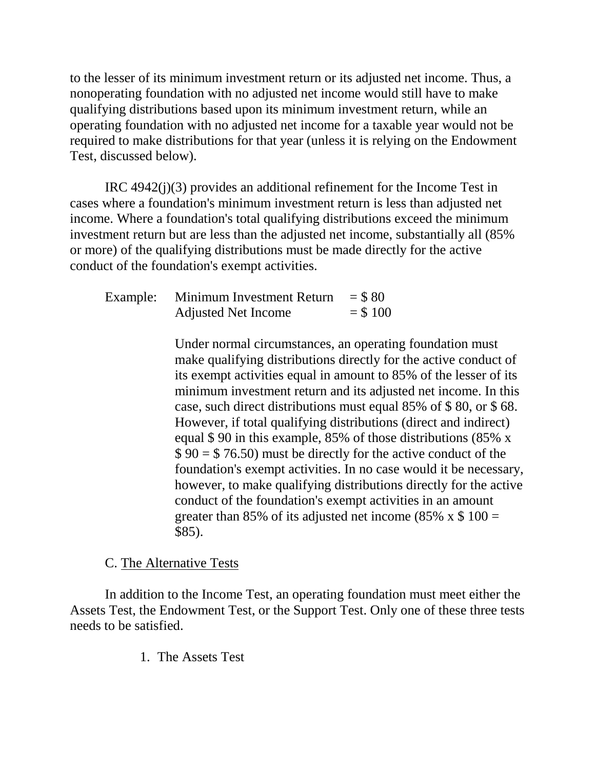to the lesser of its minimum investment return or its adjusted net income. Thus, a nonoperating foundation with no adjusted net income would still have to make qualifying distributions based upon its minimum investment return, while an operating foundation with no adjusted net income for a taxable year would not be required to make distributions for that year (unless it is relying on the Endowment Test, discussed below).

IRC 4942(j)(3) provides an additional refinement for the Income Test in cases where a foundation's minimum investment return is less than adjusted net income. Where a foundation's total qualifying distributions exceed the minimum investment return but are less than the adjusted net income, substantially all (85% or more) of the qualifying distributions must be made directly for the active conduct of the foundation's exempt activities.

Example: Minimum Investment Return = $ 80
Adjusted Net Income = $ 100

Under normal circumstances, an operating foundation must make qualifying distributions directly for the active conduct of its exempt activities equal in amount to 85% of the lesser of its minimum investment return and its adjusted net income. In this case, such direct distributions must equal 85% of $ 80, or $ 68. However, if total qualifying distributions (direct and indirect) equal $ 90 in this example, 85% of those distributions (85% x $ 90 = $ 76.50) must be directly for the active conduct of the foundation's exempt activities. In no case would it be necessary, however, to make qualifying distributions directly for the active conduct of the foundation's exempt activities in an amount greater than 85% of its adjusted net income (85% x $ 100 = $85).

C. The Alternative Tests

In addition to the Income Test, an operating foundation must meet either the Assets Test, the Endowment Test, or the Support Test. Only one of these three tests needs to be satisfied.

1. The Assets Test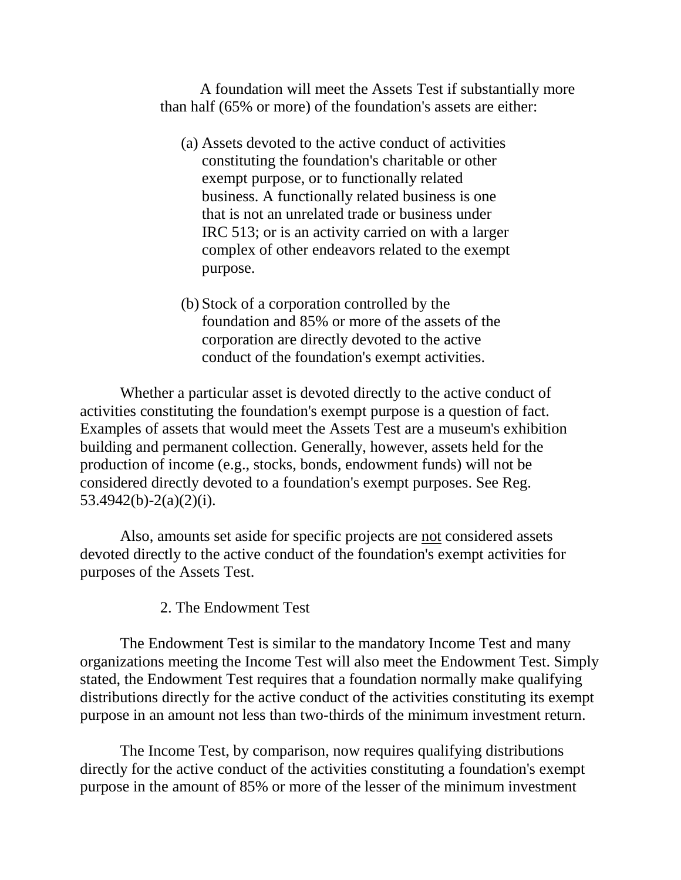A foundation will meet the Assets Test if substantially more than half (65% or more) of the foundation's assets are either:

(a) Assets devoted to the active conduct of activities constituting the foundation's charitable or other exempt purpose, or to functionally related business. A functionally related business is one that is not an unrelated trade or business under IRC 513; or is an activity carried on with a larger complex of other endeavors related to the exempt purpose.

(b) Stock of a corporation controlled by the foundation and 85% or more of the assets of the corporation are directly devoted to the active conduct of the foundation's exempt activities.

Whether a particular asset is devoted directly to the active conduct of activities constituting the foundation's exempt purpose is a question of fact. Examples of assets that would meet the Assets Test are a museum's exhibition building and permanent collection. Generally, however, assets held for the production of income (e.g., stocks, bonds, endowment funds) will not be considered directly devoted to a foundation's exempt purposes. See Reg. 53.4942(b)-2(a)(2)(i).

Also, amounts set aside for specific projects are <u>not</u> considered assets devoted directly to the active conduct of the foundation's exempt activities for purposes of the Assets Test.

### 2. The Endowment Test

The Endowment Test is similar to the mandatory Income Test and many organizations meeting the Income Test will also meet the Endowment Test. Simply stated, the Endowment Test requires that a foundation normally make qualifying distributions directly for the active conduct of the activities constituting its exempt purpose in an amount not less than two-thirds of the minimum investment return.

The Income Test, by comparison, now requires qualifying distributions directly for the active conduct of the activities constituting a foundation's exempt purpose in the amount of 85% or more of the lesser of the minimum investment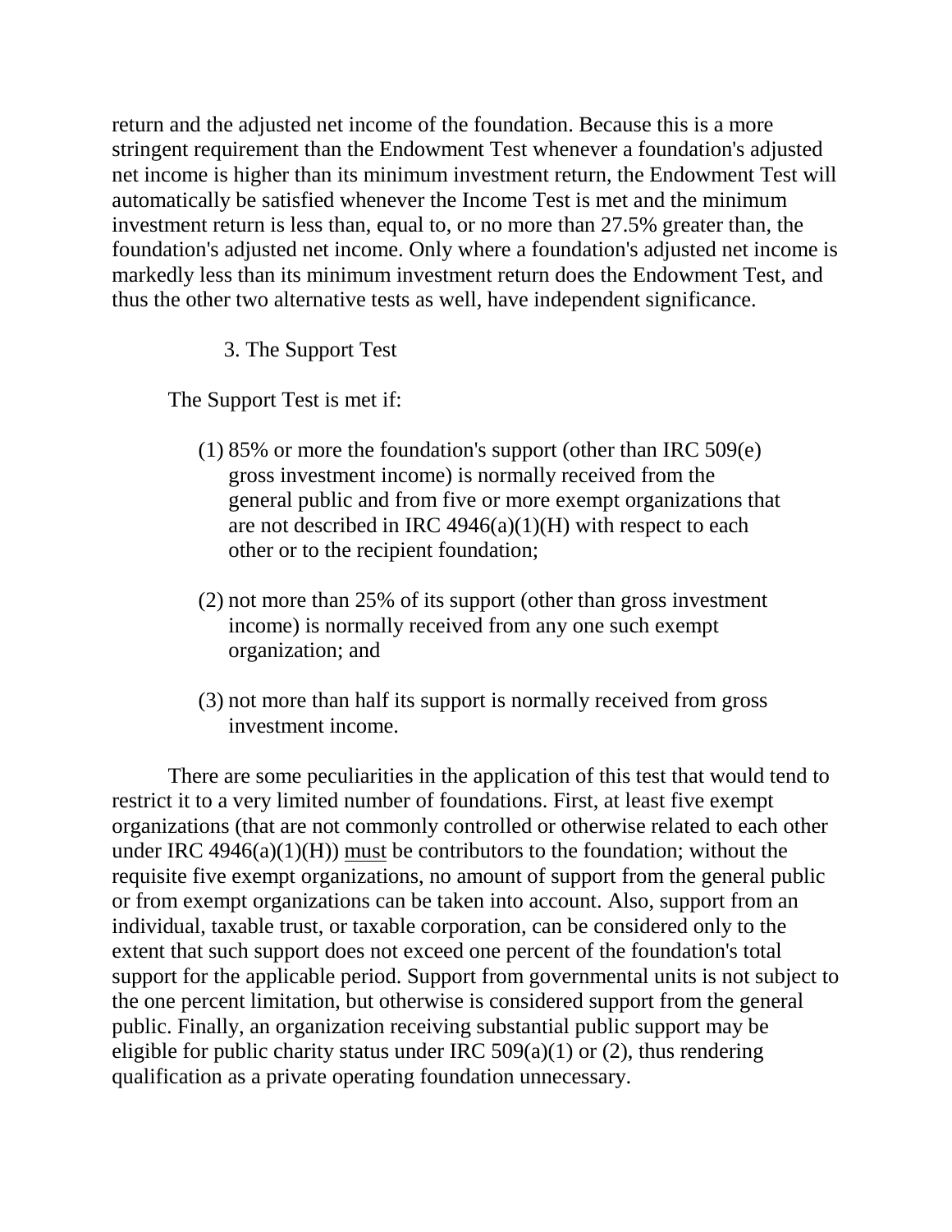return and the adjusted net income of the foundation. Because this is a more stringent requirement than the Endowment Test whenever a foundation's adjusted net income is higher than its minimum investment return, the Endowment Test will automatically be satisfied whenever the Income Test is met and the minimum investment return is less than, equal to, or no more than 27.5% greater than, the foundation's adjusted net income. Only where a foundation's adjusted net income is markedly less than its minimum investment return does the Endowment Test, and thus the other two alternative tests as well, have independent significance.

### 3. The Support Test

The Support Test is met if:

(1) 85% or more the foundation's support (other than IRC 509(e) gross investment income) is normally received from the general public and from five or more exempt organizations that are not described in IRC 4946(a)(1)(H) with respect to each other or to the recipient foundation;

(2) not more than 25% of its support (other than gross investment income) is normally received from any one such exempt organization; and

(3) not more than half its support is normally received from gross investment income.

There are some peculiarities in the application of this test that would tend to restrict it to a very limited number of foundations. First, at least five exempt organizations (that are not commonly controlled or otherwise related to each other under IRC 4946(a)(1)(H)) must be contributors to the foundation; without the requisite five exempt organizations, no amount of support from the general public or from exempt organizations can be taken into account. Also, support from an individual, taxable trust, or taxable corporation, can be considered only to the extent that such support does not exceed one percent of the foundation's total support for the applicable period. Support from governmental units is not subject to the one percent limitation, but otherwise is considered support from the general public. Finally, an organization receiving substantial public support may be eligible for public charity status under IRC 509(a)(1) or (2), thus rendering qualification as a private operating foundation unnecessary.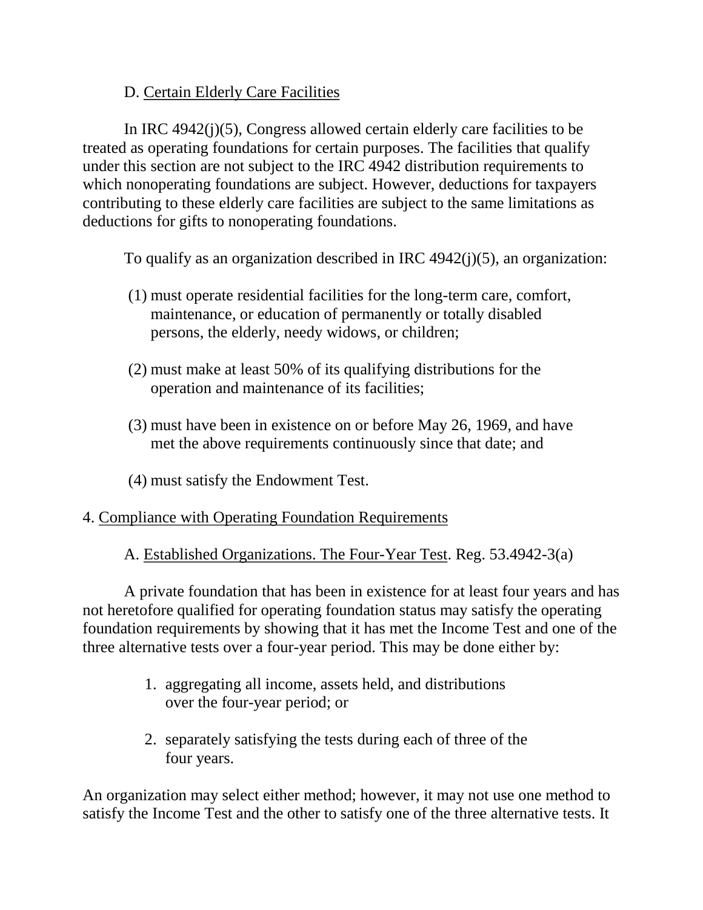### D. Certain Elderly Care Facilities

In IRC 4942(j)(5), Congress allowed certain elderly care facilities to be treated as operating foundations for certain purposes. The facilities that qualify under this section are not subject to the IRC 4942 distribution requirements to which nonoperating foundations are subject. However, deductions for taxpayers contributing to these elderly care facilities are subject to the same limitations as deductions for gifts to nonoperating foundations.

To qualify as an organization described in IRC 4942(j)(5), an organization:

(1) must operate residential facilities for the long-term care, comfort, maintenance, or education of permanently or totally disabled persons, the elderly, needy widows, or children;

(2) must make at least 50% of its qualifying distributions for the operation and maintenance of its facilities;

(3) must have been in existence on or before May 26, 1969, and have met the above requirements continuously since that date; and

(4) must satisfy the Endowment Test.

## 4. Compliance with Operating Foundation Requirements

### A. Established Organizations. The Four-Year Test. Reg. 53.4942-3(a)

A private foundation that has been in existence for at least four years and has not heretofore qualified for operating foundation status may satisfy the operating foundation requirements by showing that it has met the Income Test and one of the three alternative tests over a four-year period. This may be done either by:

1. aggregating all income, assets held, and distributions over the four-year period; or

2. separately satisfying the tests during each of three of the four years.

An organization may select either method; however, it may not use one method to satisfy the Income Test and the other to satisfy one of the three alternative tests. It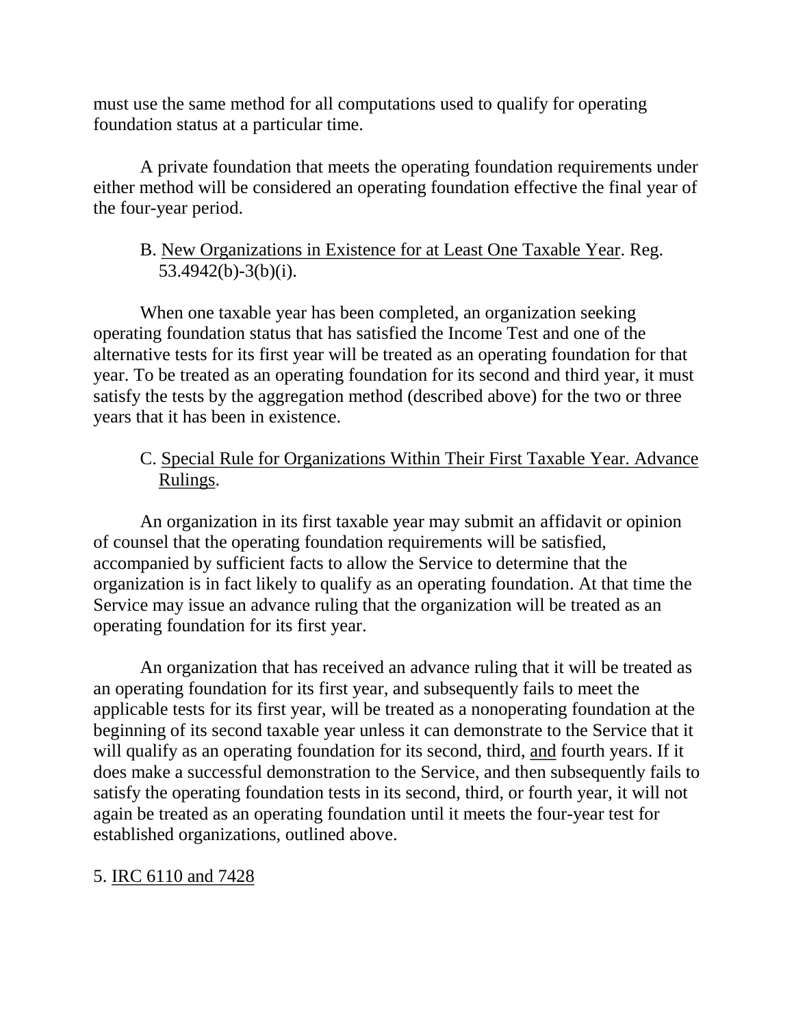must use the same method for all computations used to qualify for operating foundation status at a particular time.

A private foundation that meets the operating foundation requirements under either method will be considered an operating foundation effective the final year of the four-year period.

B. New Organizations in Existence for at Least One Taxable Year. Reg. 53.4942(b)-3(b)(i).

When one taxable year has been completed, an organization seeking operating foundation status that has satisfied the Income Test and one of the alternative tests for its first year will be treated as an operating foundation for that year. To be treated as an operating foundation for its second and third year, it must satisfy the tests by the aggregation method (described above) for the two or three years that it has been in existence.

C. Special Rule for Organizations Within Their First Taxable Year. Advance Rulings.

An organization in its first taxable year may submit an affidavit or opinion of counsel that the operating foundation requirements will be satisfied, accompanied by sufficient facts to allow the Service to determine that the organization is in fact likely to qualify as an operating foundation. At that time the Service may issue an advance ruling that the organization will be treated as an operating foundation for its first year.

An organization that has received an advance ruling that it will be treated as an operating foundation for its first year, and subsequently fails to meet the applicable tests for its first year, will be treated as a nonoperating foundation at the beginning of its second taxable year unless it can demonstrate to the Service that it will qualify as an operating foundation for its second, third, and fourth years. If it does make a successful demonstration to the Service, and then subsequently fails to satisfy the operating foundation tests in its second, third, or fourth year, it will not again be treated as an operating foundation until it meets the four-year test for established organizations, outlined above.

5. IRC 6110 and 7428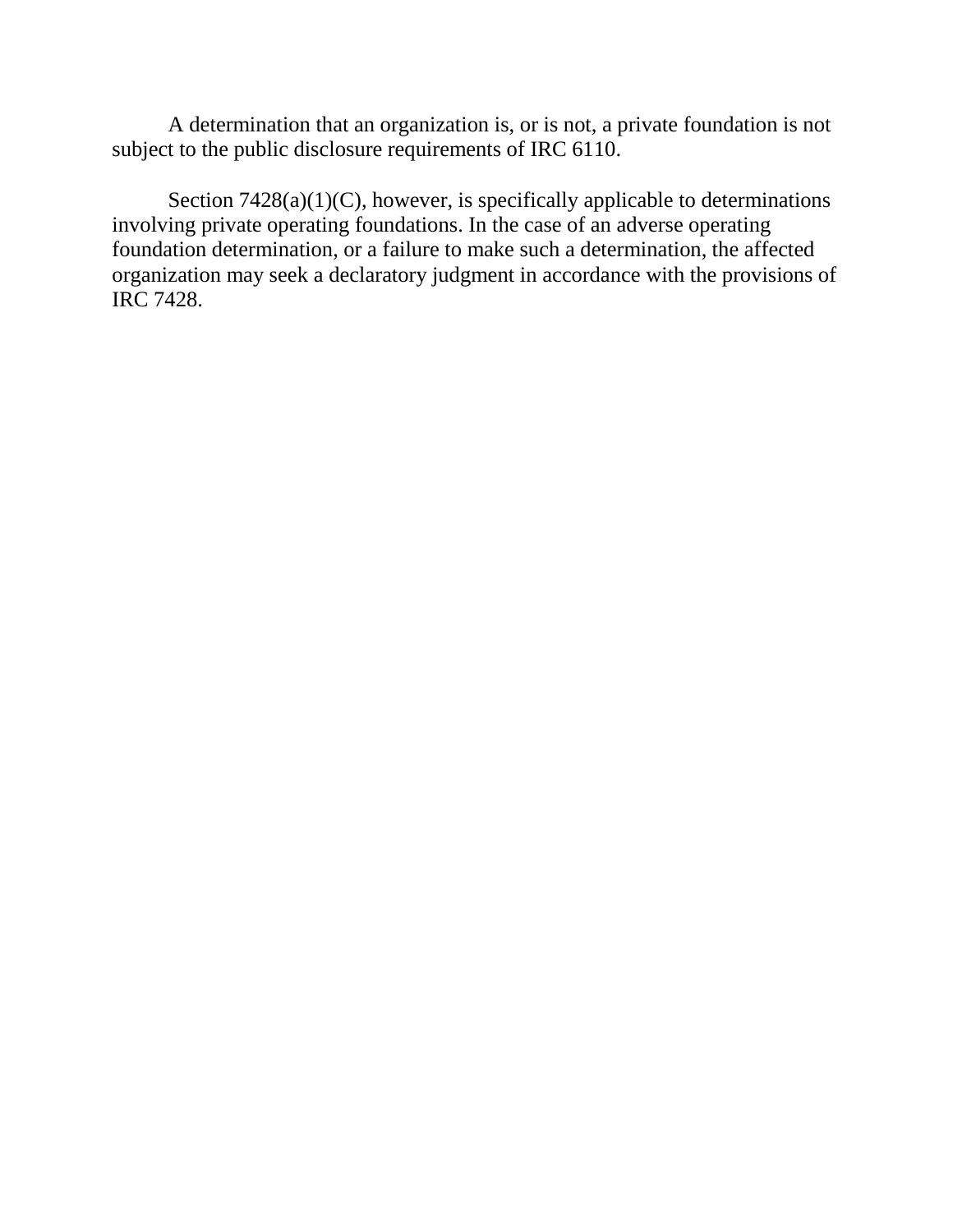A determination that an organization is, or is not, a private foundation is not subject to the public disclosure requirements of IRC 6110.

Section 7428(a)(1)(C), however, is specifically applicable to determinations involving private operating foundations. In the case of an adverse operating foundation determination, or a failure to make such a determination, the affected organization may seek a declaratory judgment in accordance with the provisions of IRC 7428.